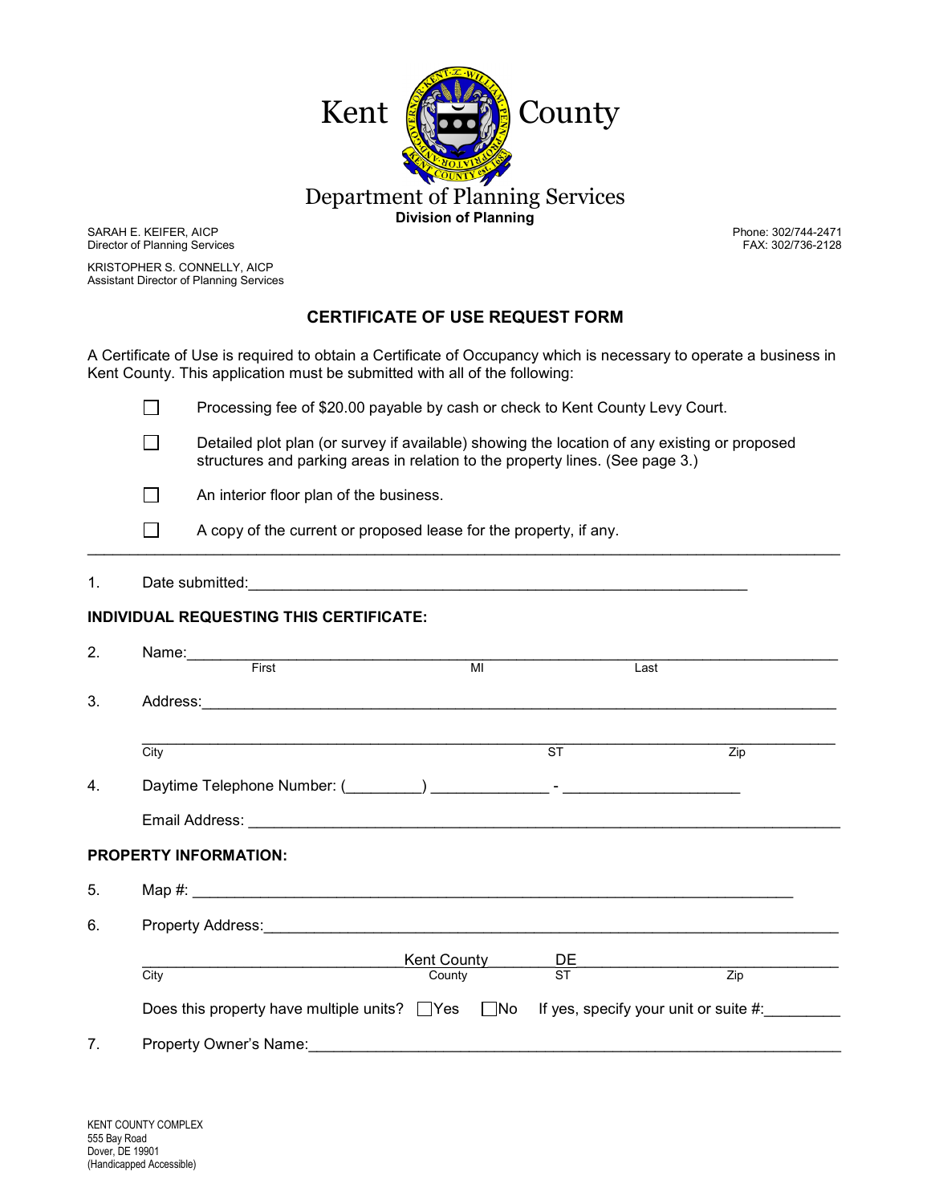# Kent County

## Department of Planning Services

**Division of Planning**

SARAH E. KEIFER, AICP
Director of Planning Services

KRISTOPHER S. CONNELLY, AICP
Assistant Director of Planning Services

Phone: 302/744-2471
FAX: 302/736-2128

## CERTIFICATE OF USE REQUEST FORM

A Certificate of Use is required to obtain a Certificate of Occupancy which is necessary to operate a business in Kent County. This application must be submitted with all of the following:

- ☐ Processing fee of $20.00 payable by cash or check to Kent County Levy Court.
- ☐ Detailed plot plan (or survey if available) showing the location of any existing or proposed structures and parking areas in relation to the property lines. (See page 3.)
- ☐ An interior floor plan of the business.
- ☐ A copy of the current or proposed lease for the property, if any.

---

1. Date submitted:______________________________________________

**INDIVIDUAL REQUESTING THIS CERTIFICATE:**

2. Name:________________________________________________________
   First MI Last

3. Address:______________________________________________________

   ________________________________________________________________
   City ST Zip

4. Daytime Telephone Number: (_________) _____________ - ____________________

   Email Address: __________________________________________________

**PROPERTY INFORMATION:**

5. Map #: ________________________________________________________

6. Property Address:_______________________________________________

   ______________________ Kent County DE ______________________
   City County ST Zip

   Does this property have multiple units? ☐Yes ☐No If yes, specify your unit or suite #:_________

7. Property Owner's Name:__________________________________________

KENT COUNTY COMPLEX
555 Bay Road
Dover, DE 19901
(Handicapped Accessible)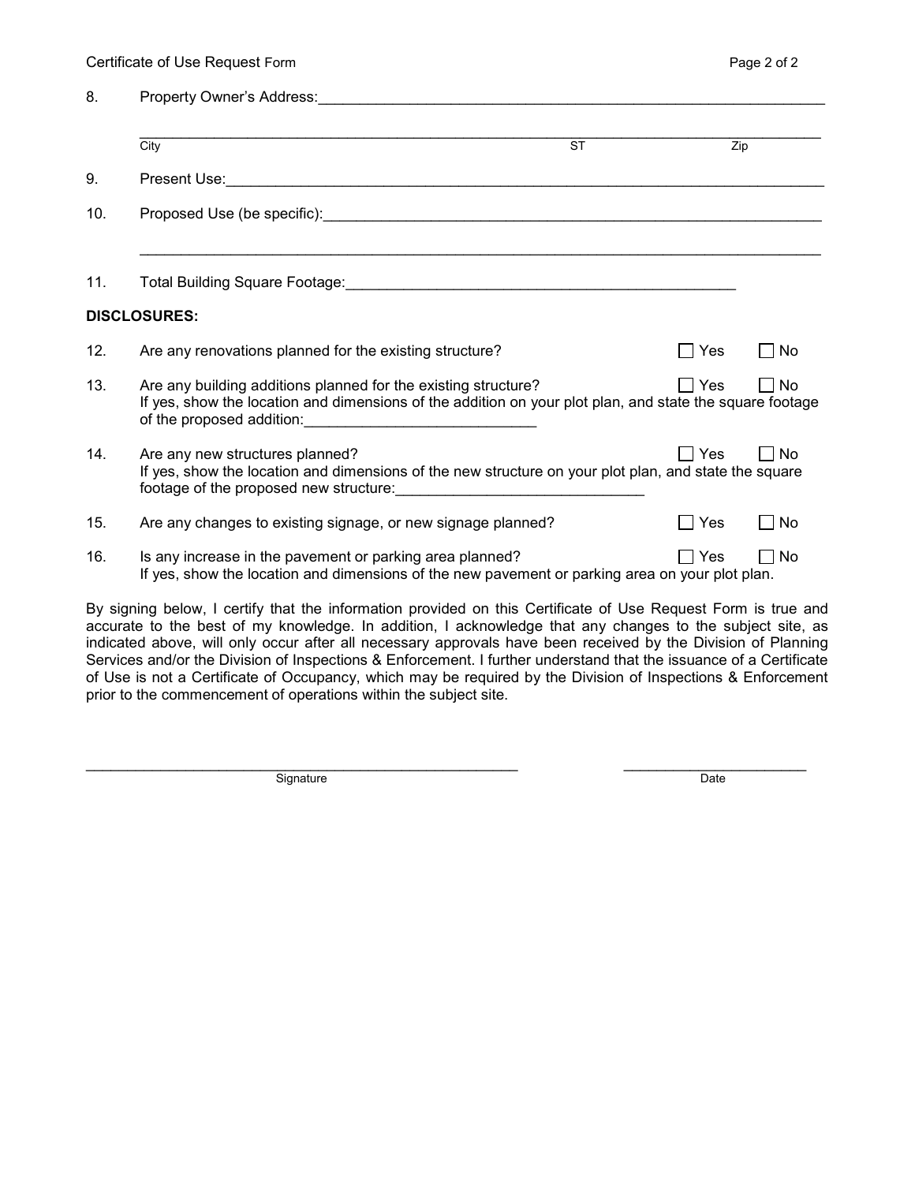8. Property Owner's Address:_______________________________________________________________

_______________________________________________________________________________________
City ST Zip

9. Present Use:_____________________________________________________________________________

10. Proposed Use (be specific):_______________________________________________________________

_______________________________________________________________________________________

11. Total Building Square Footage:_________________________________________________

**DISCLOSURES:**

12. Are any renovations planned for the existing structure? ☐ Yes ☐ No

13. Are any building additions planned for the existing structure? ☐ Yes ☐ No
If yes, show the location and dimensions of the addition on your plot plan, and state the square footage of the proposed addition:____________________________

14. Are any new structures planned? ☐ Yes ☐ No
If yes, show the location and dimensions of the new structure on your plot plan, and state the square footage of the proposed new structure:______________________________

15. Are any changes to existing signage, or new signage planned? ☐ Yes ☐ No

16. Is any increase in the pavement or parking area planned? ☐ Yes ☐ No
If yes, show the location and dimensions of the new pavement or parking area on your plot plan.

By signing below, I certify that the information provided on this Certificate of Use Request Form is true and accurate to the best of my knowledge. In addition, I acknowledge that any changes to the subject site, as indicated above, will only occur after all necessary approvals have been received by the Division of Planning Services and/or the Division of Inspections & Enforcement. I further understand that the issuance of a Certificate of Use is not a Certificate of Occupancy, which may be required by the Division of Inspections & Enforcement prior to the commencement of operations within the subject site.

_________________________________________________________ ________________________
Signature Date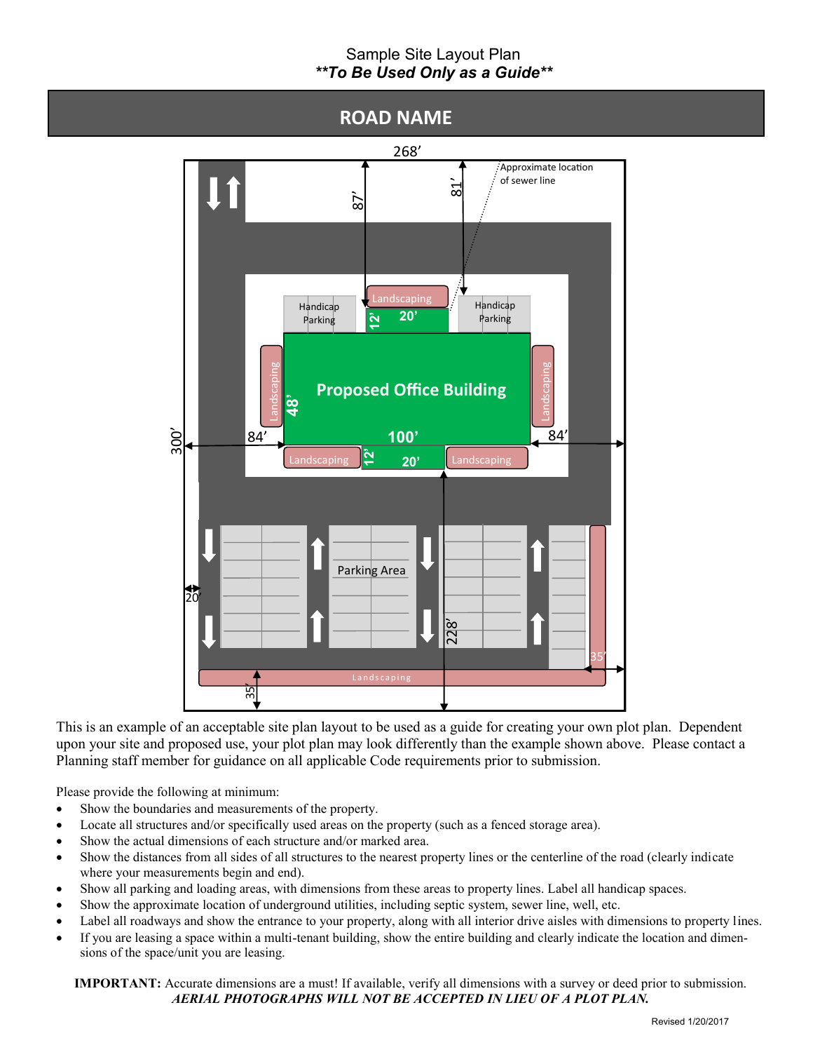Sample Site Layout Plan
***\*\*To Be Used Only as a Guide\*\****

ROAD NAME

268'

87'

81'

Approximate location of sewer line

Landscaping

20'

12'

Handicap Parking

Handicap Parking

Landscaping

Proposed Office Building

48'

Landscaping

300'

84'

100'

84'

Landscaping

12'

20'

Landscaping

Parking Area

20'

228'

35'

Landscaping

35'

This is an example of an acceptable site plan layout to be used as a guide for creating your own plot plan. Dependent upon your site and proposed use, your plot plan may look differently than the example shown above. Please contact a Planning staff member for guidance on all applicable Code requirements prior to submission.

Please provide the following at minimum:

- Show the boundaries and measurements of the property.
- Locate all structures and/or specifically used areas on the property (such as a fenced storage area).
- Show the actual dimensions of each structure and/or marked area.
- Show the distances from all sides of all structures to the nearest property lines or the centerline of the road (clearly indicate where your measurements begin and end).
- Show all parking and loading areas, with dimensions from these areas to property lines. Label all handicap spaces.
- Show the approximate location of underground utilities, including septic system, sewer line, well, etc.
- Label all roadways and show the entrance to your property, along with all interior drive aisles with dimensions to property lines.
- If you are leasing a space within a multi-tenant building, show the entire building and clearly indicate the location and dimensions of the space/unit you are leasing.

**IMPORTANT:** Accurate dimensions are a must! If available, verify all dimensions with a survey or deed prior to submission. ***AERIAL PHOTOGRAPHS WILL NOT BE ACCEPTED IN LIEU OF A PLOT PLAN.***

Revised 1/20/2017